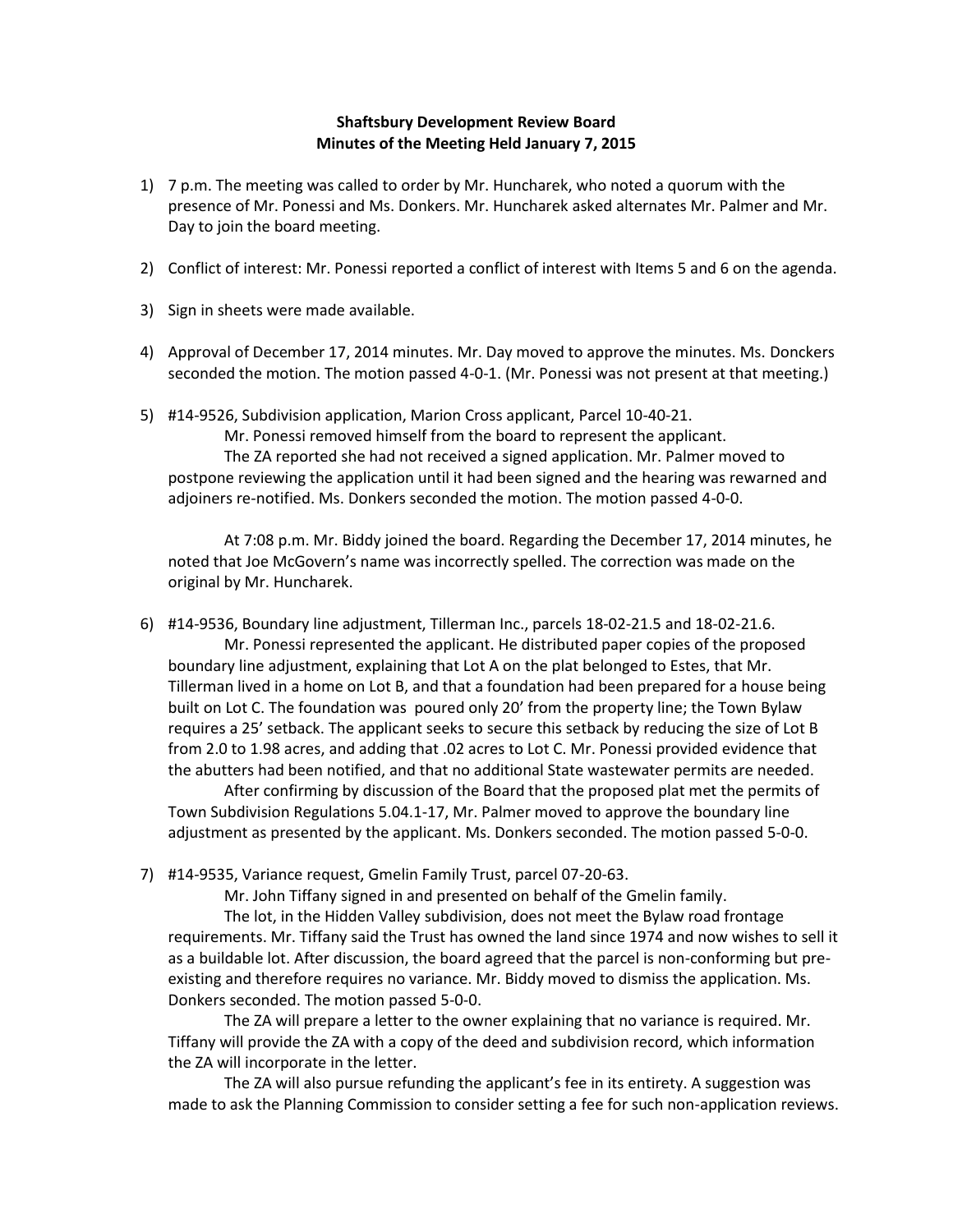**Shaftsbury Development Review Board**
**Minutes of the Meeting Held January 7, 2015**

1) 7 p.m. The meeting was called to order by Mr. Huncharek, who noted a quorum with the presence of Mr. Ponessi and Ms. Donkers. Mr. Huncharek asked alternates Mr. Palmer and Mr. Day to join the board meeting.

2) Conflict of interest: Mr. Ponessi reported a conflict of interest with Items 5 and 6 on the agenda.

3) Sign in sheets were made available.

4) Approval of December 17, 2014 minutes. Mr. Day moved to approve the minutes. Ms. Donckers seconded the motion. The motion passed 4-0-1. (Mr. Ponessi was not present at that meeting.)

5) #14-9526, Subdivision application, Marion Cross applicant, Parcel 10-40-21.

   Mr. Ponessi removed himself from the board to represent the applicant.

   The ZA reported she had not received a signed application. Mr. Palmer moved to postpone reviewing the application until it had been signed and the hearing was rewarned and adjoiners re-notified. Ms. Donkers seconded the motion. The motion passed 4-0-0.

   At 7:08 p.m. Mr. Biddy joined the board. Regarding the December 17, 2014 minutes, he noted that Joe McGovern's name was incorrectly spelled. The correction was made on the original by Mr. Huncharek.

6) #14-9536, Boundary line adjustment, Tillerman Inc., parcels 18-02-21.5 and 18-02-21.6.

   Mr. Ponessi represented the applicant. He distributed paper copies of the proposed boundary line adjustment, explaining that Lot A on the plat belonged to Estes, that Mr. Tillerman lived in a home on Lot B, and that a foundation had been prepared for a house being built on Lot C. The foundation was poured only 20' from the property line; the Town Bylaw requires a 25' setback. The applicant seeks to secure this setback by reducing the size of Lot B from 2.0 to 1.98 acres, and adding that .02 acres to Lot C. Mr. Ponessi provided evidence that the abutters had been notified, and that no additional State wastewater permits are needed.

   After confirming by discussion of the Board that the proposed plat met the permits of Town Subdivision Regulations 5.04.1-17, Mr. Palmer moved to approve the boundary line adjustment as presented by the applicant. Ms. Donkers seconded. The motion passed 5-0-0.

7) #14-9535, Variance request, Gmelin Family Trust, parcel 07-20-63.

   Mr. John Tiffany signed in and presented on behalf of the Gmelin family.

   The lot, in the Hidden Valley subdivision, does not meet the Bylaw road frontage requirements. Mr. Tiffany said the Trust has owned the land since 1974 and now wishes to sell it as a buildable lot. After discussion, the board agreed that the parcel is non-conforming but pre-existing and therefore requires no variance. Mr. Biddy moved to dismiss the application. Ms. Donkers seconded. The motion passed 5-0-0.

   The ZA will prepare a letter to the owner explaining that no variance is required. Mr. Tiffany will provide the ZA with a copy of the deed and subdivision record, which information the ZA will incorporate in the letter.

   The ZA will also pursue refunding the applicant's fee in its entirety. A suggestion was made to ask the Planning Commission to consider setting a fee for such non-application reviews.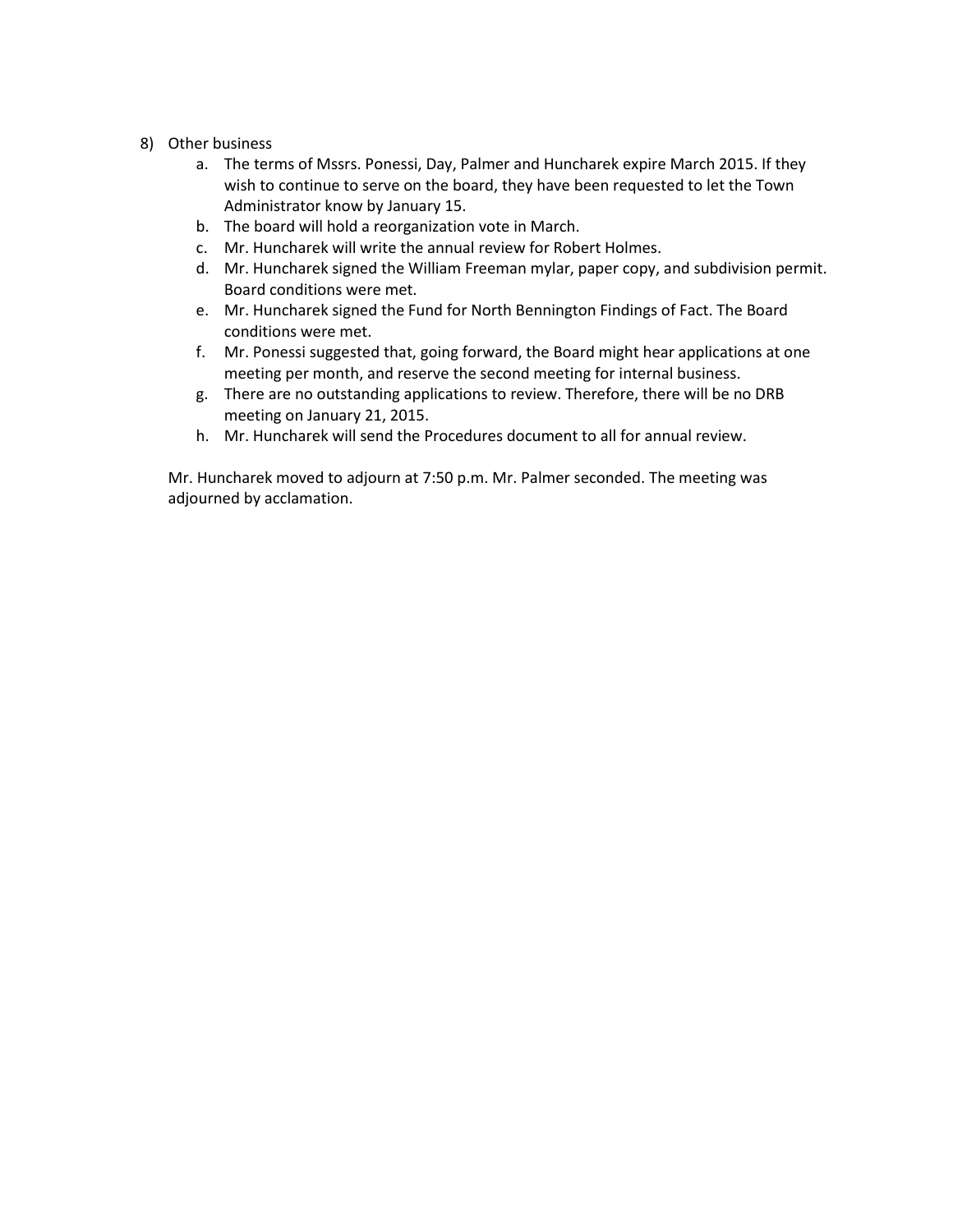8) Other business
    a. The terms of Mssrs. Ponessi, Day, Palmer and Huncharek expire March 2015. If they wish to continue to serve on the board, they have been requested to let the Town Administrator know by January 15.
    b. The board will hold a reorganization vote in March.
    c. Mr. Huncharek will write the annual review for Robert Holmes.
    d. Mr. Huncharek signed the William Freeman mylar, paper copy, and subdivision permit. Board conditions were met.
    e. Mr. Huncharek signed the Fund for North Bennington Findings of Fact. The Board conditions were met.
    f. Mr. Ponessi suggested that, going forward, the Board might hear applications at one meeting per month, and reserve the second meeting for internal business.
    g. There are no outstanding applications to review. Therefore, there will be no DRB meeting on January 21, 2015.
    h. Mr. Huncharek will send the Procedures document to all for annual review.

Mr. Huncharek moved to adjourn at 7:50 p.m. Mr. Palmer seconded. The meeting was adjourned by acclamation.